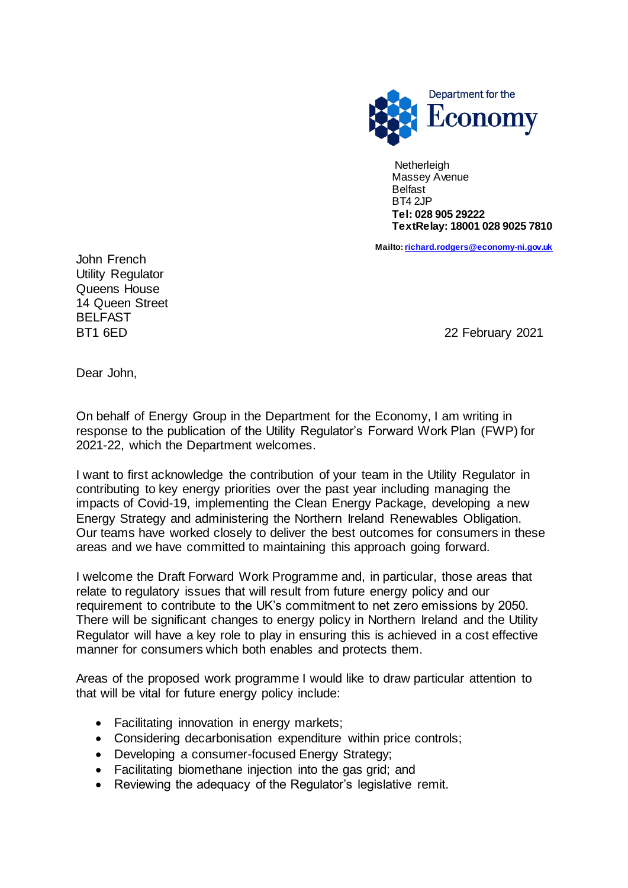Department for the
Economy

Netherleigh
Massey Avenue
Belfast
BT4 2JP
**Tel: 028 905 29222**
**TextRelay: 18001 028 9025 7810**

**Mailto: richard.rodgers@economy-ni.gov.uk**

John French
Utility Regulator
Queens House
14 Queen Street
BELFAST
BT1 6ED

22 February 2021

Dear John,

On behalf of Energy Group in the Department for the Economy, I am writing in response to the publication of the Utility Regulator's Forward Work Plan (FWP) for 2021-22, which the Department welcomes.

I want to first acknowledge the contribution of your team in the Utility Regulator in contributing to key energy priorities over the past year including managing the impacts of Covid-19, implementing the Clean Energy Package, developing a new Energy Strategy and administering the Northern Ireland Renewables Obligation. Our teams have worked closely to deliver the best outcomes for consumers in these areas and we have committed to maintaining this approach going forward.

I welcome the Draft Forward Work Programme and, in particular, those areas that relate to regulatory issues that will result from future energy policy and our requirement to contribute to the UK's commitment to net zero emissions by 2050. There will be significant changes to energy policy in Northern Ireland and the Utility Regulator will have a key role to play in ensuring this is achieved in a cost effective manner for consumers which both enables and protects them.

Areas of the proposed work programme I would like to draw particular attention to that will be vital for future energy policy include:

- Facilitating innovation in energy markets;
- Considering decarbonisation expenditure within price controls;
- Developing a consumer-focused Energy Strategy;
- Facilitating biomethane injection into the gas grid; and
- Reviewing the adequacy of the Regulator's legislative remit.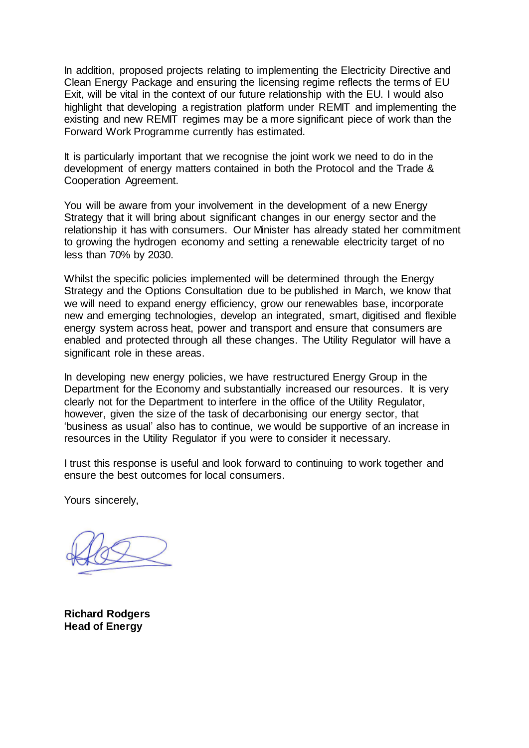In addition, proposed projects relating to implementing the Electricity Directive and Clean Energy Package and ensuring the licensing regime reflects the terms of EU Exit, will be vital in the context of our future relationship with the EU. I would also highlight that developing a registration platform under REMIT and implementing the existing and new REMIT regimes may be a more significant piece of work than the Forward Work Programme currently has estimated.

It is particularly important that we recognise the joint work we need to do in the development of energy matters contained in both the Protocol and the Trade & Cooperation Agreement.

You will be aware from your involvement in the development of a new Energy Strategy that it will bring about significant changes in our energy sector and the relationship it has with consumers. Our Minister has already stated her commitment to growing the hydrogen economy and setting a renewable electricity target of no less than 70% by 2030.

Whilst the specific policies implemented will be determined through the Energy Strategy and the Options Consultation due to be published in March, we know that we will need to expand energy efficiency, grow our renewables base, incorporate new and emerging technologies, develop an integrated, smart, digitised and flexible energy system across heat, power and transport and ensure that consumers are enabled and protected through all these changes. The Utility Regulator will have a significant role in these areas.

In developing new energy policies, we have restructured Energy Group in the Department for the Economy and substantially increased our resources. It is very clearly not for the Department to interfere in the office of the Utility Regulator, however, given the size of the task of decarbonising our energy sector, that 'business as usual' also has to continue, we would be supportive of an increase in resources in the Utility Regulator if you were to consider it necessary.

I trust this response is useful and look forward to continuing to work together and ensure the best outcomes for local consumers.

Yours sincerely,

**Richard Rodgers**
**Head of Energy**